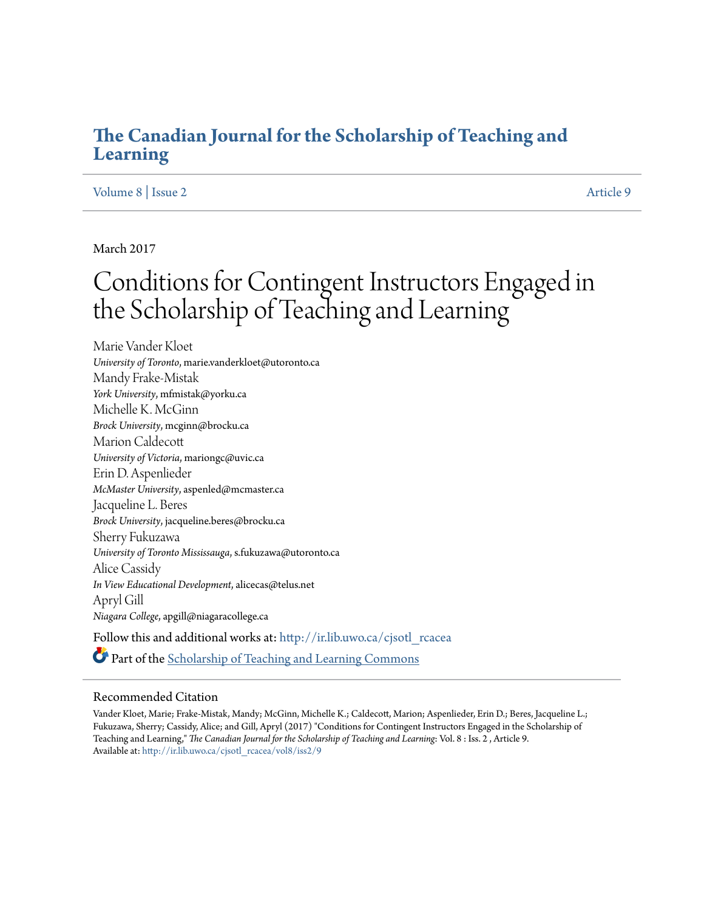# The Canadian Journal for the Scholarship of Teaching and Learning

Volume 8 | Issue 2 Article 9

March 2017

# Conditions for Contingent Instructors Engaged in the Scholarship of Teaching and Learning

Marie Vander Kloet
*University of Toronto*, marie.vanderkloet@utoronto.ca

Mandy Frake-Mistak
*York University*, mfmistak@yorku.ca

Michelle K. McGinn
*Brock University*, mcginn@brocku.ca

Marion Caldecott
*University of Victoria*, mariongc@uvic.ca

Erin D. Aspenlieder
*McMaster University*, aspenled@mcmaster.ca

Jacqueline L. Beres
*Brock University*, jacqueline.beres@brocku.ca

Sherry Fukuzawa
*University of Toronto Mississauga*, s.fukuzawa@utoronto.ca

Alice Cassidy
*In View Educational Development*, alicecas@telus.net

Apryl Gill
*Niagara College*, apgill@niagaracollege.ca

Follow this and additional works at: http://ir.lib.uwo.ca/cjsotl_rcacea

Part of the Scholarship of Teaching and Learning Commons

## Recommended Citation

Vander Kloet, Marie; Frake-Mistak, Mandy; McGinn, Michelle K.; Caldecott, Marion; Aspenlieder, Erin D.; Beres, Jacqueline L.; Fukuzawa, Sherry; Cassidy, Alice; and Gill, Apryl (2017) "Conditions for Contingent Instructors Engaged in the Scholarship of Teaching and Learning," *The Canadian Journal for the Scholarship of Teaching and Learning*: Vol. 8 : Iss. 2 , Article 9.
Available at: http://ir.lib.uwo.ca/cjsotl_rcacea/vol8/iss2/9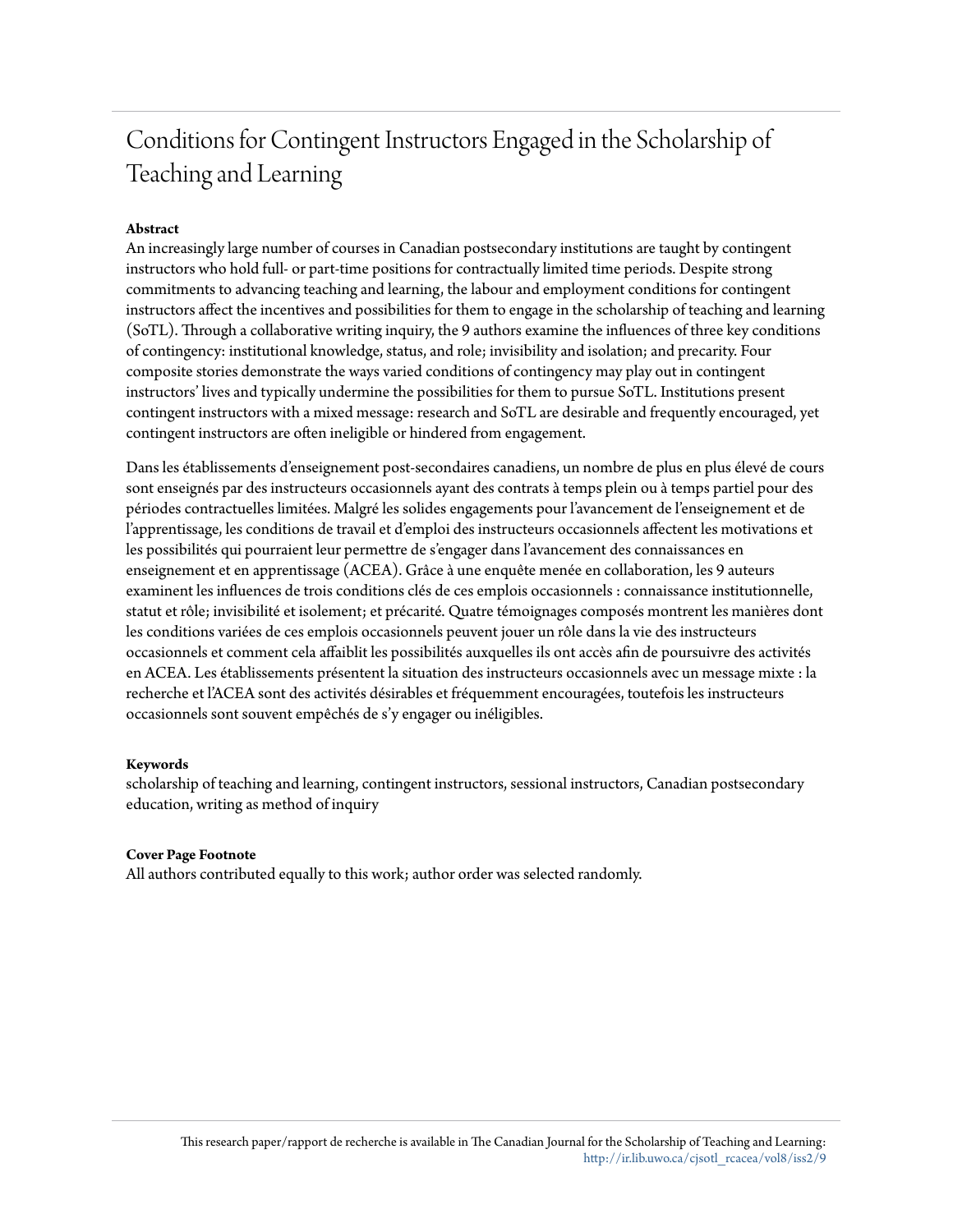# Conditions for Contingent Instructors Engaged in the Scholarship of Teaching and Learning

**Abstract**

An increasingly large number of courses in Canadian postsecondary institutions are taught by contingent instructors who hold full- or part-time positions for contractually limited time periods. Despite strong commitments to advancing teaching and learning, the labour and employment conditions for contingent instructors affect the incentives and possibilities for them to engage in the scholarship of teaching and learning (SoTL). Through a collaborative writing inquiry, the 9 authors examine the influences of three key conditions of contingency: institutional knowledge, status, and role; invisibility and isolation; and precarity. Four composite stories demonstrate the ways varied conditions of contingency may play out in contingent instructors' lives and typically undermine the possibilities for them to pursue SoTL. Institutions present contingent instructors with a mixed message: research and SoTL are desirable and frequently encouraged, yet contingent instructors are often ineligible or hindered from engagement.

Dans les établissements d'enseignement post-secondaires canadiens, un nombre de plus en plus élevé de cours sont enseignés par des instructeurs occasionnels ayant des contrats à temps plein ou à temps partiel pour des périodes contractuelles limitées. Malgré les solides engagements pour l'avancement de l'enseignement et de l'apprentissage, les conditions de travail et d'emploi des instructeurs occasionnels affectent les motivations et les possibilités qui pourraient leur permettre de s'engager dans l'avancement des connaissances en enseignement et en apprentissage (ACEA). Grâce à une enquête menée en collaboration, les 9 auteurs examinent les influences de trois conditions clés de ces emplois occasionnels : connaissance institutionnelle, statut et rôle; invisibilité et isolement; et précarité. Quatre témoignages composés montrent les manières dont les conditions variées de ces emplois occasionnels peuvent jouer un rôle dans la vie des instructeurs occasionnels et comment cela affaiblit les possibilités auxquelles ils ont accès afin de poursuivre des activités en ACEA. Les établissements présentent la situation des instructeurs occasionnels avec un message mixte : la recherche et l'ACEA sont des activités désirables et fréquemment encouragées, toutefois les instructeurs occasionnels sont souvent empêchés de s'y engager ou inéligibles.

**Keywords**

scholarship of teaching and learning, contingent instructors, sessional instructors, Canadian postsecondary education, writing as method of inquiry

**Cover Page Footnote**

All authors contributed equally to this work; author order was selected randomly.

This research paper/rapport de recherche is available in The Canadian Journal for the Scholarship of Teaching and Learning: http://ir.lib.uwo.ca/cjsotl_rcacea/vol8/iss2/9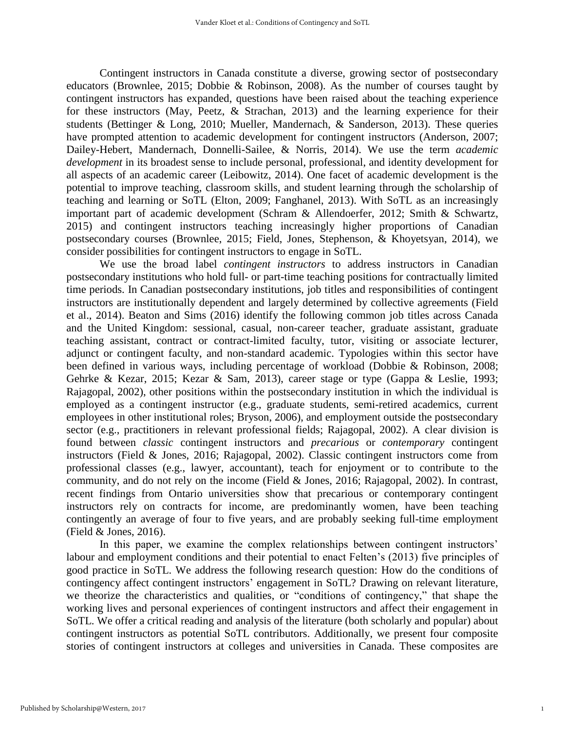Contingent instructors in Canada constitute a diverse, growing sector of postsecondary educators (Brownlee, 2015; Dobbie & Robinson, 2008). As the number of courses taught by contingent instructors has expanded, questions have been raised about the teaching experience for these instructors (May, Peetz, & Strachan, 2013) and the learning experience for their students (Bettinger & Long, 2010; Mueller, Mandernach, & Sanderson, 2013). These queries have prompted attention to academic development for contingent instructors (Anderson, 2007; Dailey-Hebert, Mandernach, Donnelli-Sailee, & Norris, 2014). We use the term *academic development* in its broadest sense to include personal, professional, and identity development for all aspects of an academic career (Leibowitz, 2014). One facet of academic development is the potential to improve teaching, classroom skills, and student learning through the scholarship of teaching and learning or SoTL (Elton, 2009; Fanghanel, 2013). With SoTL as an increasingly important part of academic development (Schram & Allendoerfer, 2012; Smith & Schwartz, 2015) and contingent instructors teaching increasingly higher proportions of Canadian postsecondary courses (Brownlee, 2015; Field, Jones, Stephenson, & Khoyetsyan, 2014), we consider possibilities for contingent instructors to engage in SoTL.

We use the broad label *contingent instructors* to address instructors in Canadian postsecondary institutions who hold full- or part-time teaching positions for contractually limited time periods. In Canadian postsecondary institutions, job titles and responsibilities of contingent instructors are institutionally dependent and largely determined by collective agreements (Field et al., 2014). Beaton and Sims (2016) identify the following common job titles across Canada and the United Kingdom: sessional, casual, non-career teacher, graduate assistant, graduate teaching assistant, contract or contract-limited faculty, tutor, visiting or associate lecturer, adjunct or contingent faculty, and non-standard academic. Typologies within this sector have been defined in various ways, including percentage of workload (Dobbie & Robinson, 2008; Gehrke & Kezar, 2015; Kezar & Sam, 2013), career stage or type (Gappa & Leslie, 1993; Rajagopal, 2002), other positions within the postsecondary institution in which the individual is employed as a contingent instructor (e.g., graduate students, semi-retired academics, current employees in other institutional roles; Bryson, 2006), and employment outside the postsecondary sector (e.g., practitioners in relevant professional fields; Rajagopal, 2002). A clear division is found between *classic* contingent instructors and *precarious* or *contemporary* contingent instructors (Field & Jones, 2016; Rajagopal, 2002). Classic contingent instructors come from professional classes (e.g., lawyer, accountant), teach for enjoyment or to contribute to the community, and do not rely on the income (Field & Jones, 2016; Rajagopal, 2002). In contrast, recent findings from Ontario universities show that precarious or contemporary contingent instructors rely on contracts for income, are predominantly women, have been teaching contingently an average of four to five years, and are probably seeking full-time employment (Field & Jones, 2016).

In this paper, we examine the complex relationships between contingent instructors' labour and employment conditions and their potential to enact Felten's (2013) five principles of good practice in SoTL. We address the following research question: How do the conditions of contingency affect contingent instructors' engagement in SoTL? Drawing on relevant literature, we theorize the characteristics and qualities, or "conditions of contingency," that shape the working lives and personal experiences of contingent instructors and affect their engagement in SoTL. We offer a critical reading and analysis of the literature (both scholarly and popular) about contingent instructors as potential SoTL contributors. Additionally, we present four composite stories of contingent instructors at colleges and universities in Canada. These composites are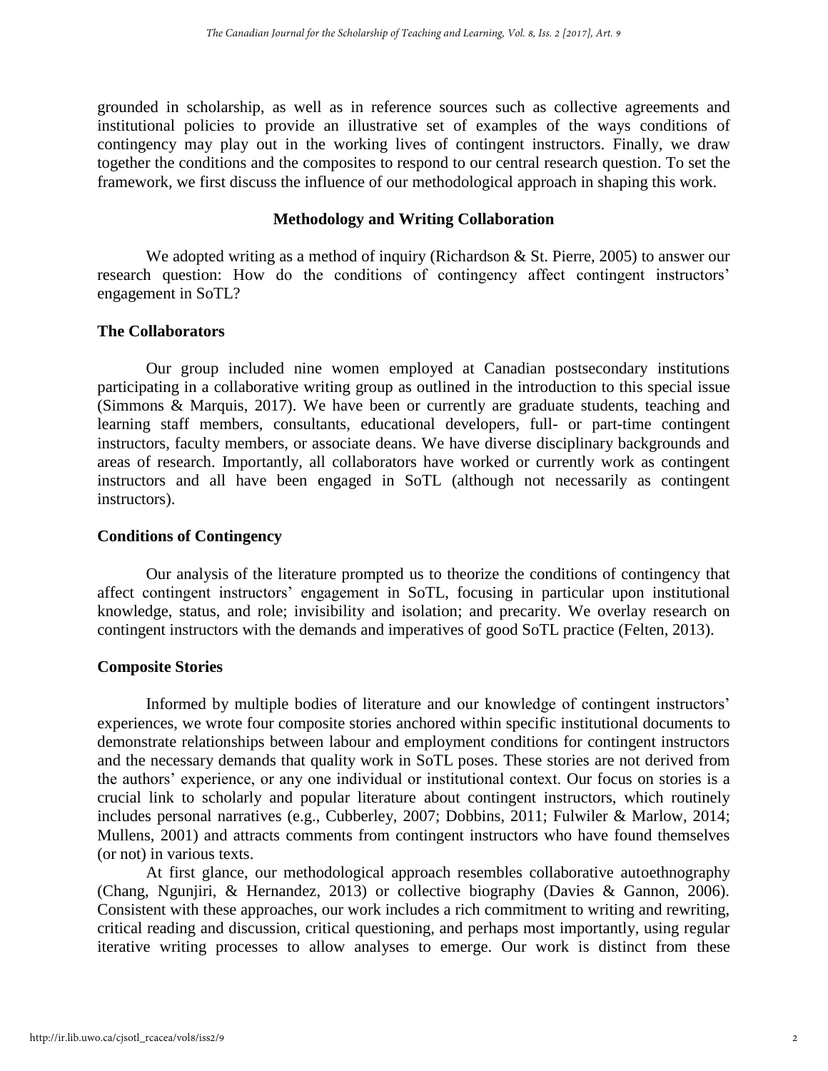grounded in scholarship, as well as in reference sources such as collective agreements and institutional policies to provide an illustrative set of examples of the ways conditions of contingency may play out in the working lives of contingent instructors. Finally, we draw together the conditions and the composites to respond to our central research question. To set the framework, we first discuss the influence of our methodological approach in shaping this work.

## Methodology and Writing Collaboration

We adopted writing as a method of inquiry (Richardson & St. Pierre, 2005) to answer our research question: How do the conditions of contingency affect contingent instructors' engagement in SoTL?

### The Collaborators

Our group included nine women employed at Canadian postsecondary institutions participating in a collaborative writing group as outlined in the introduction to this special issue (Simmons & Marquis, 2017). We have been or currently are graduate students, teaching and learning staff members, consultants, educational developers, full- or part-time contingent instructors, faculty members, or associate deans. We have diverse disciplinary backgrounds and areas of research. Importantly, all collaborators have worked or currently work as contingent instructors and all have been engaged in SoTL (although not necessarily as contingent instructors).

### Conditions of Contingency

Our analysis of the literature prompted us to theorize the conditions of contingency that affect contingent instructors' engagement in SoTL, focusing in particular upon institutional knowledge, status, and role; invisibility and isolation; and precarity. We overlay research on contingent instructors with the demands and imperatives of good SoTL practice (Felten, 2013).

### Composite Stories

Informed by multiple bodies of literature and our knowledge of contingent instructors' experiences, we wrote four composite stories anchored within specific institutional documents to demonstrate relationships between labour and employment conditions for contingent instructors and the necessary demands that quality work in SoTL poses. These stories are not derived from the authors' experience, or any one individual or institutional context. Our focus on stories is a crucial link to scholarly and popular literature about contingent instructors, which routinely includes personal narratives (e.g., Cubberley, 2007; Dobbins, 2011; Fulwiler & Marlow, 2014; Mullens, 2001) and attracts comments from contingent instructors who have found themselves (or not) in various texts.

At first glance, our methodological approach resembles collaborative autoethnography (Chang, Ngunjiri, & Hernandez, 2013) or collective biography (Davies & Gannon, 2006). Consistent with these approaches, our work includes a rich commitment to writing and rewriting, critical reading and discussion, critical questioning, and perhaps most importantly, using regular iterative writing processes to allow analyses to emerge. Our work is distinct from these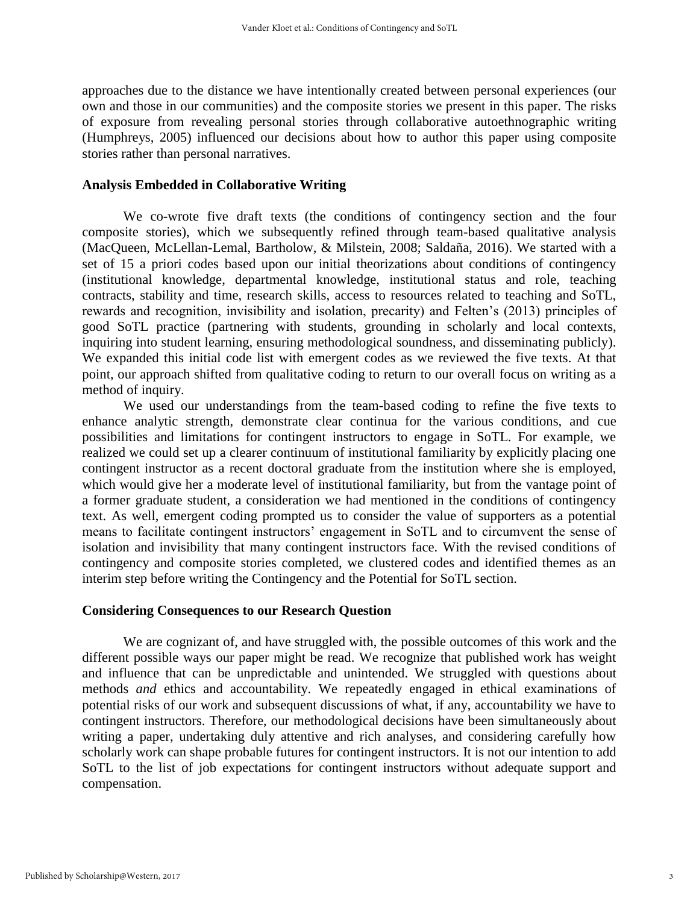approaches due to the distance we have intentionally created between personal experiences (our own and those in our communities) and the composite stories we present in this paper. The risks of exposure from revealing personal stories through collaborative autoethnographic writing (Humphreys, 2005) influenced our decisions about how to author this paper using composite stories rather than personal narratives.

### Analysis Embedded in Collaborative Writing

We co-wrote five draft texts (the conditions of contingency section and the four composite stories), which we subsequently refined through team-based qualitative analysis (MacQueen, McLellan-Lemal, Bartholow, & Milstein, 2008; Saldaña, 2016). We started with a set of 15 a priori codes based upon our initial theorizations about conditions of contingency (institutional knowledge, departmental knowledge, institutional status and role, teaching contracts, stability and time, research skills, access to resources related to teaching and SoTL, rewards and recognition, invisibility and isolation, precarity) and Felten's (2013) principles of good SoTL practice (partnering with students, grounding in scholarly and local contexts, inquiring into student learning, ensuring methodological soundness, and disseminating publicly). We expanded this initial code list with emergent codes as we reviewed the five texts. At that point, our approach shifted from qualitative coding to return to our overall focus on writing as a method of inquiry.

We used our understandings from the team-based coding to refine the five texts to enhance analytic strength, demonstrate clear continua for the various conditions, and cue possibilities and limitations for contingent instructors to engage in SoTL. For example, we realized we could set up a clearer continuum of institutional familiarity by explicitly placing one contingent instructor as a recent doctoral graduate from the institution where she is employed, which would give her a moderate level of institutional familiarity, but from the vantage point of a former graduate student, a consideration we had mentioned in the conditions of contingency text. As well, emergent coding prompted us to consider the value of supporters as a potential means to facilitate contingent instructors' engagement in SoTL and to circumvent the sense of isolation and invisibility that many contingent instructors face. With the revised conditions of contingency and composite stories completed, we clustered codes and identified themes as an interim step before writing the Contingency and the Potential for SoTL section.

### Considering Consequences to our Research Question

We are cognizant of, and have struggled with, the possible outcomes of this work and the different possible ways our paper might be read. We recognize that published work has weight and influence that can be unpredictable and unintended. We struggled with questions about methods *and* ethics and accountability. We repeatedly engaged in ethical examinations of potential risks of our work and subsequent discussions of what, if any, accountability we have to contingent instructors. Therefore, our methodological decisions have been simultaneously about writing a paper, undertaking duly attentive and rich analyses, and considering carefully how scholarly work can shape probable futures for contingent instructors. It is not our intention to add SoTL to the list of job expectations for contingent instructors without adequate support and compensation.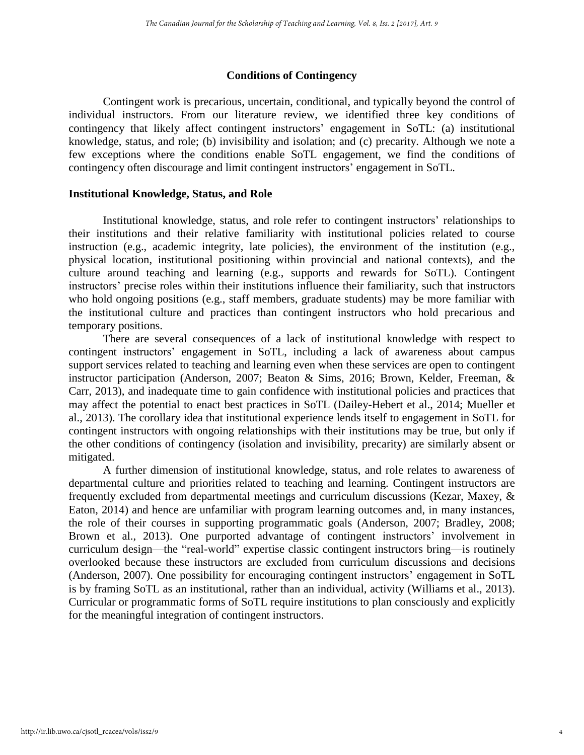## Conditions of Contingency

Contingent work is precarious, uncertain, conditional, and typically beyond the control of individual instructors. From our literature review, we identified three key conditions of contingency that likely affect contingent instructors' engagement in SoTL: (a) institutional knowledge, status, and role; (b) invisibility and isolation; and (c) precarity. Although we note a few exceptions where the conditions enable SoTL engagement, we find the conditions of contingency often discourage and limit contingent instructors' engagement in SoTL.

### Institutional Knowledge, Status, and Role

Institutional knowledge, status, and role refer to contingent instructors' relationships to their institutions and their relative familiarity with institutional policies related to course instruction (e.g., academic integrity, late policies), the environment of the institution (e.g., physical location, institutional positioning within provincial and national contexts), and the culture around teaching and learning (e.g., supports and rewards for SoTL). Contingent instructors' precise roles within their institutions influence their familiarity, such that instructors who hold ongoing positions (e.g., staff members, graduate students) may be more familiar with the institutional culture and practices than contingent instructors who hold precarious and temporary positions.

There are several consequences of a lack of institutional knowledge with respect to contingent instructors' engagement in SoTL, including a lack of awareness about campus support services related to teaching and learning even when these services are open to contingent instructor participation (Anderson, 2007; Beaton & Sims, 2016; Brown, Kelder, Freeman, & Carr, 2013), and inadequate time to gain confidence with institutional policies and practices that may affect the potential to enact best practices in SoTL (Dailey-Hebert et al., 2014; Mueller et al., 2013). The corollary idea that institutional experience lends itself to engagement in SoTL for contingent instructors with ongoing relationships with their institutions may be true, but only if the other conditions of contingency (isolation and invisibility, precarity) are similarly absent or mitigated.

A further dimension of institutional knowledge, status, and role relates to awareness of departmental culture and priorities related to teaching and learning. Contingent instructors are frequently excluded from departmental meetings and curriculum discussions (Kezar, Maxey, & Eaton, 2014) and hence are unfamiliar with program learning outcomes and, in many instances, the role of their courses in supporting programmatic goals (Anderson, 2007; Bradley, 2008; Brown et al., 2013). One purported advantage of contingent instructors' involvement in curriculum design—the "real-world" expertise classic contingent instructors bring—is routinely overlooked because these instructors are excluded from curriculum discussions and decisions (Anderson, 2007). One possibility for encouraging contingent instructors' engagement in SoTL is by framing SoTL as an institutional, rather than an individual, activity (Williams et al., 2013). Curricular or programmatic forms of SoTL require institutions to plan consciously and explicitly for the meaningful integration of contingent instructors.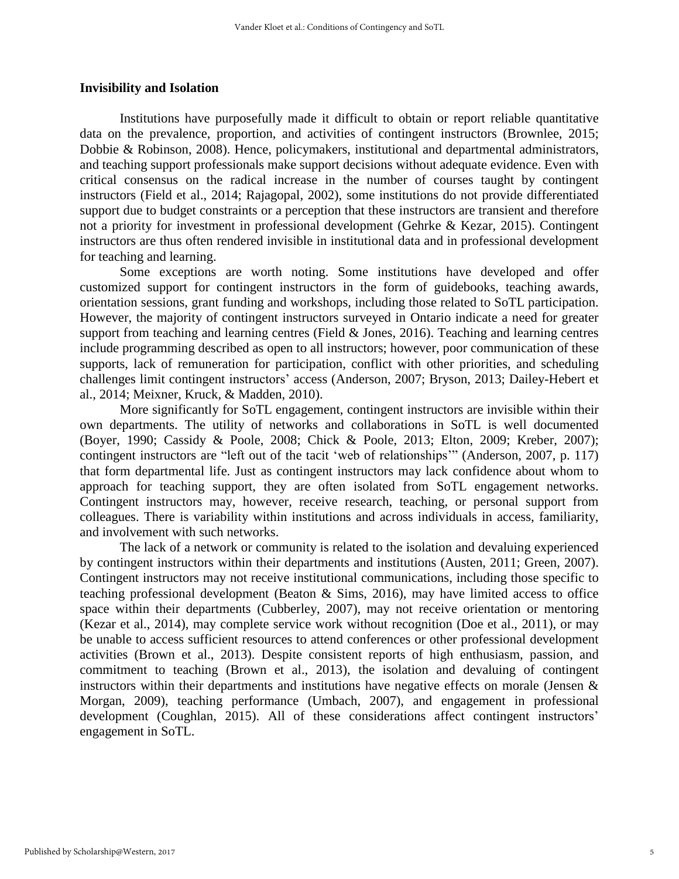## Invisibility and Isolation

Institutions have purposefully made it difficult to obtain or report reliable quantitative data on the prevalence, proportion, and activities of contingent instructors (Brownlee, 2015; Dobbie & Robinson, 2008). Hence, policymakers, institutional and departmental administrators, and teaching support professionals make support decisions without adequate evidence. Even with critical consensus on the radical increase in the number of courses taught by contingent instructors (Field et al., 2014; Rajagopal, 2002), some institutions do not provide differentiated support due to budget constraints or a perception that these instructors are transient and therefore not a priority for investment in professional development (Gehrke & Kezar, 2015). Contingent instructors are thus often rendered invisible in institutional data and in professional development for teaching and learning.

Some exceptions are worth noting. Some institutions have developed and offer customized support for contingent instructors in the form of guidebooks, teaching awards, orientation sessions, grant funding and workshops, including those related to SoTL participation. However, the majority of contingent instructors surveyed in Ontario indicate a need for greater support from teaching and learning centres (Field & Jones, 2016). Teaching and learning centres include programming described as open to all instructors; however, poor communication of these supports, lack of remuneration for participation, conflict with other priorities, and scheduling challenges limit contingent instructors' access (Anderson, 2007; Bryson, 2013; Dailey-Hebert et al., 2014; Meixner, Kruck, & Madden, 2010).

More significantly for SoTL engagement, contingent instructors are invisible within their own departments. The utility of networks and collaborations in SoTL is well documented (Boyer, 1990; Cassidy & Poole, 2008; Chick & Poole, 2013; Elton, 2009; Kreber, 2007); contingent instructors are "left out of the tacit 'web of relationships'" (Anderson, 2007, p. 117) that form departmental life. Just as contingent instructors may lack confidence about whom to approach for teaching support, they are often isolated from SoTL engagement networks. Contingent instructors may, however, receive research, teaching, or personal support from colleagues. There is variability within institutions and across individuals in access, familiarity, and involvement with such networks.

The lack of a network or community is related to the isolation and devaluing experienced by contingent instructors within their departments and institutions (Austen, 2011; Green, 2007). Contingent instructors may not receive institutional communications, including those specific to teaching professional development (Beaton & Sims, 2016), may have limited access to office space within their departments (Cubberley, 2007), may not receive orientation or mentoring (Kezar et al., 2014), may complete service work without recognition (Doe et al., 2011), or may be unable to access sufficient resources to attend conferences or other professional development activities (Brown et al., 2013). Despite consistent reports of high enthusiasm, passion, and commitment to teaching (Brown et al., 2013), the isolation and devaluing of contingent instructors within their departments and institutions have negative effects on morale (Jensen & Morgan, 2009), teaching performance (Umbach, 2007), and engagement in professional development (Coughlan, 2015). All of these considerations affect contingent instructors' engagement in SoTL.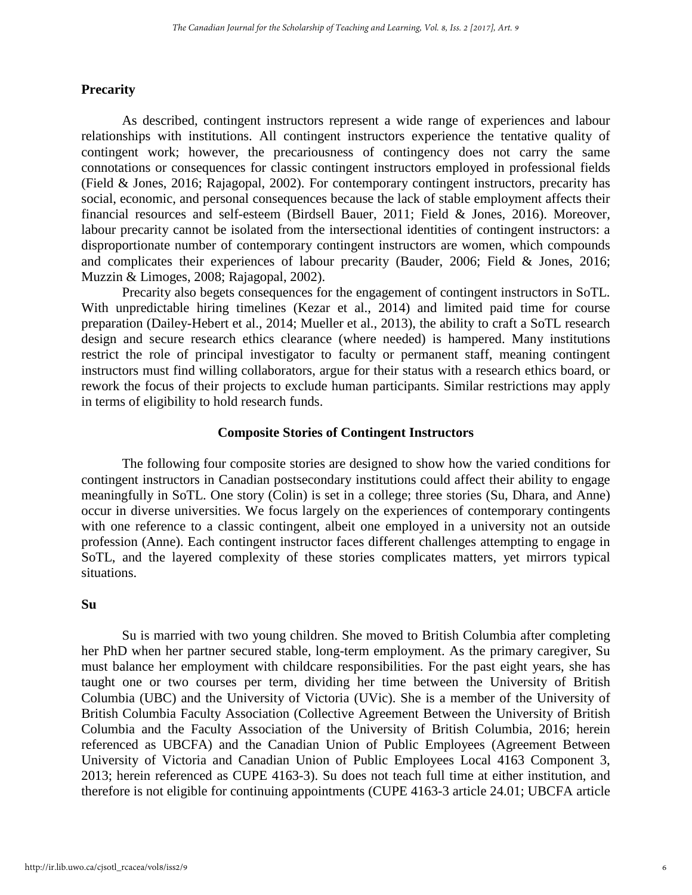## Precarity

As described, contingent instructors represent a wide range of experiences and labour relationships with institutions. All contingent instructors experience the tentative quality of contingent work; however, the precariousness of contingency does not carry the same connotations or consequences for classic contingent instructors employed in professional fields (Field & Jones, 2016; Rajagopal, 2002). For contemporary contingent instructors, precarity has social, economic, and personal consequences because the lack of stable employment affects their financial resources and self-esteem (Birdsell Bauer, 2011; Field & Jones, 2016). Moreover, labour precarity cannot be isolated from the intersectional identities of contingent instructors: a disproportionate number of contemporary contingent instructors are women, which compounds and complicates their experiences of labour precarity (Bauder, 2006; Field & Jones, 2016; Muzzin & Limoges, 2008; Rajagopal, 2002).

Precarity also begets consequences for the engagement of contingent instructors in SoTL. With unpredictable hiring timelines (Kezar et al., 2014) and limited paid time for course preparation (Dailey-Hebert et al., 2014; Mueller et al., 2013), the ability to craft a SoTL research design and secure research ethics clearance (where needed) is hampered. Many institutions restrict the role of principal investigator to faculty or permanent staff, meaning contingent instructors must find willing collaborators, argue for their status with a research ethics board, or rework the focus of their projects to exclude human participants. Similar restrictions may apply in terms of eligibility to hold research funds.

## Composite Stories of Contingent Instructors

The following four composite stories are designed to show how the varied conditions for contingent instructors in Canadian postsecondary institutions could affect their ability to engage meaningfully in SoTL. One story (Colin) is set in a college; three stories (Su, Dhara, and Anne) occur in diverse universities. We focus largely on the experiences of contemporary contingents with one reference to a classic contingent, albeit one employed in a university not an outside profession (Anne). Each contingent instructor faces different challenges attempting to engage in SoTL, and the layered complexity of these stories complicates matters, yet mirrors typical situations.

### Su

Su is married with two young children. She moved to British Columbia after completing her PhD when her partner secured stable, long-term employment. As the primary caregiver, Su must balance her employment with childcare responsibilities. For the past eight years, she has taught one or two courses per term, dividing her time between the University of British Columbia (UBC) and the University of Victoria (UVic). She is a member of the University of British Columbia Faculty Association (Collective Agreement Between the University of British Columbia and the Faculty Association of the University of British Columbia, 2016; herein referenced as UBCFA) and the Canadian Union of Public Employees (Agreement Between University of Victoria and Canadian Union of Public Employees Local 4163 Component 3, 2013; herein referenced as CUPE 4163-3). Su does not teach full time at either institution, and therefore is not eligible for continuing appointments (CUPE 4163-3 article 24.01; UBCFA article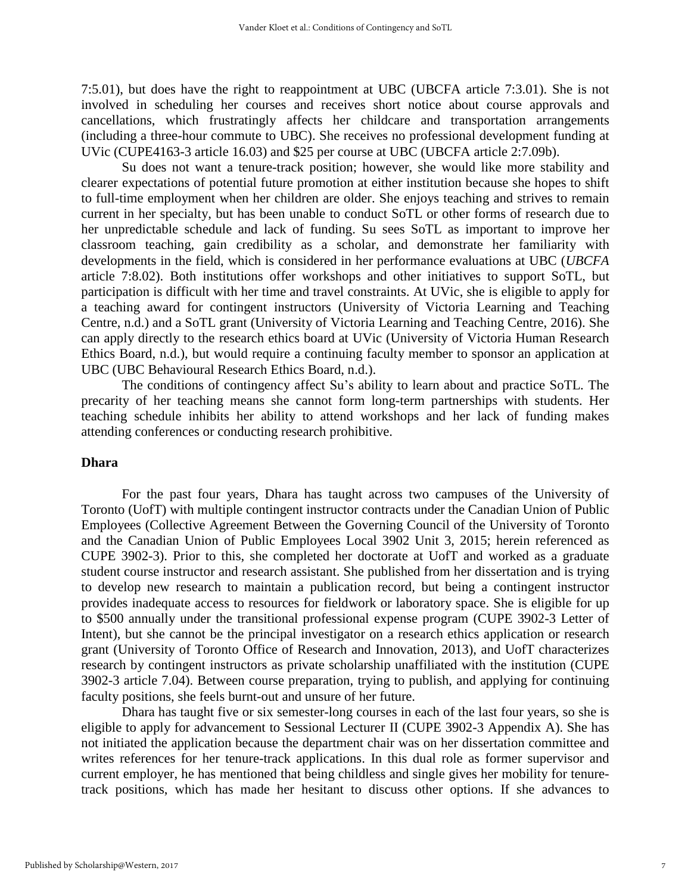7:5.01), but does have the right to reappointment at UBC (UBCFA article 7:3.01). She is not involved in scheduling her courses and receives short notice about course approvals and cancellations, which frustratingly affects her childcare and transportation arrangements (including a three-hour commute to UBC). She receives no professional development funding at UVic (CUPE4163-3 article 16.03) and $25 per course at UBC (UBCFA article 2:7.09b).

Su does not want a tenure-track position; however, she would like more stability and clearer expectations of potential future promotion at either institution because she hopes to shift to full-time employment when her children are older. She enjoys teaching and strives to remain current in her specialty, but has been unable to conduct SoTL or other forms of research due to her unpredictable schedule and lack of funding. Su sees SoTL as important to improve her classroom teaching, gain credibility as a scholar, and demonstrate her familiarity with developments in the field, which is considered in her performance evaluations at UBC (*UBCFA* article 7:8.02). Both institutions offer workshops and other initiatives to support SoTL, but participation is difficult with her time and travel constraints. At UVic, she is eligible to apply for a teaching award for contingent instructors (University of Victoria Learning and Teaching Centre, n.d.) and a SoTL grant (University of Victoria Learning and Teaching Centre, 2016). She can apply directly to the research ethics board at UVic (University of Victoria Human Research Ethics Board, n.d.), but would require a continuing faculty member to sponsor an application at UBC (UBC Behavioural Research Ethics Board, n.d.).

The conditions of contingency affect Su's ability to learn about and practice SoTL. The precarity of her teaching means she cannot form long-term partnerships with students. Her teaching schedule inhibits her ability to attend workshops and her lack of funding makes attending conferences or conducting research prohibitive.

## Dhara

For the past four years, Dhara has taught across two campuses of the University of Toronto (UofT) with multiple contingent instructor contracts under the Canadian Union of Public Employees (Collective Agreement Between the Governing Council of the University of Toronto and the Canadian Union of Public Employees Local 3902 Unit 3, 2015; herein referenced as CUPE 3902-3). Prior to this, she completed her doctorate at UofT and worked as a graduate student course instructor and research assistant. She published from her dissertation and is trying to develop new research to maintain a publication record, but being a contingent instructor provides inadequate access to resources for fieldwork or laboratory space. She is eligible for up to $500 annually under the transitional professional expense program (CUPE 3902-3 Letter of Intent), but she cannot be the principal investigator on a research ethics application or research grant (University of Toronto Office of Research and Innovation, 2013), and UofT characterizes research by contingent instructors as private scholarship unaffiliated with the institution (CUPE 3902-3 article 7.04). Between course preparation, trying to publish, and applying for continuing faculty positions, she feels burnt-out and unsure of her future.

Dhara has taught five or six semester-long courses in each of the last four years, so she is eligible to apply for advancement to Sessional Lecturer II (CUPE 3902-3 Appendix A). She has not initiated the application because the department chair was on her dissertation committee and writes references for her tenure-track applications. In this dual role as former supervisor and current employer, he has mentioned that being childless and single gives her mobility for tenure-track positions, which has made her hesitant to discuss other options. If she advances to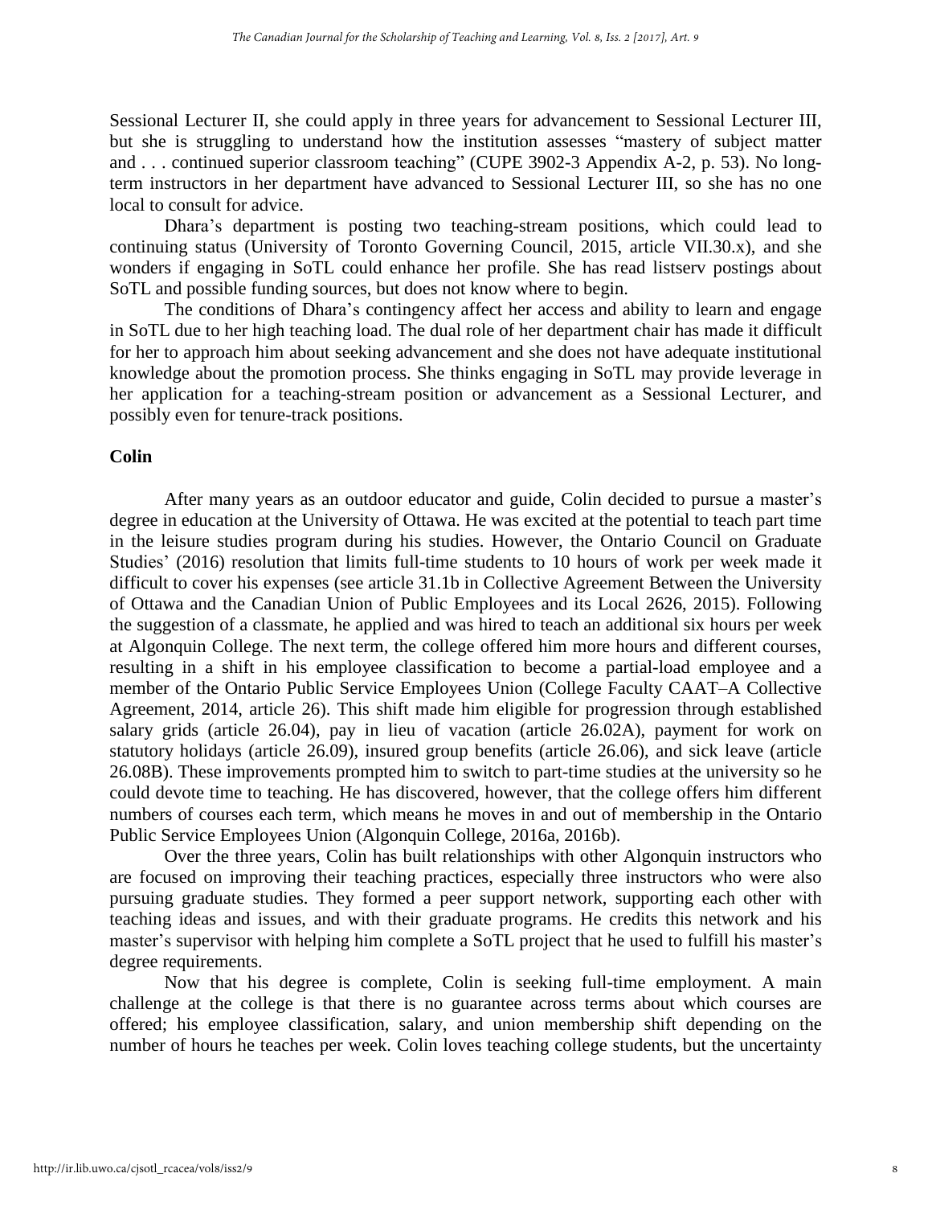Sessional Lecturer II, she could apply in three years for advancement to Sessional Lecturer III, but she is struggling to understand how the institution assesses "mastery of subject matter and . . . continued superior classroom teaching" (CUPE 3902-3 Appendix A-2, p. 53). No long-term instructors in her department have advanced to Sessional Lecturer III, so she has no one local to consult for advice.

Dhara's department is posting two teaching-stream positions, which could lead to continuing status (University of Toronto Governing Council, 2015, article VII.30.x), and she wonders if engaging in SoTL could enhance her profile. She has read listserv postings about SoTL and possible funding sources, but does not know where to begin.

The conditions of Dhara's contingency affect her access and ability to learn and engage in SoTL due to her high teaching load. The dual role of her department chair has made it difficult for her to approach him about seeking advancement and she does not have adequate institutional knowledge about the promotion process. She thinks engaging in SoTL may provide leverage in her application for a teaching-stream position or advancement as a Sessional Lecturer, and possibly even for tenure-track positions.

### Colin

After many years as an outdoor educator and guide, Colin decided to pursue a master's degree in education at the University of Ottawa. He was excited at the potential to teach part time in the leisure studies program during his studies. However, the Ontario Council on Graduate Studies' (2016) resolution that limits full-time students to 10 hours of work per week made it difficult to cover his expenses (see article 31.1b in Collective Agreement Between the University of Ottawa and the Canadian Union of Public Employees and its Local 2626, 2015). Following the suggestion of a classmate, he applied and was hired to teach an additional six hours per week at Algonquin College. The next term, the college offered him more hours and different courses, resulting in a shift in his employee classification to become a partial-load employee and a member of the Ontario Public Service Employees Union (College Faculty CAAT–A Collective Agreement, 2014, article 26). This shift made him eligible for progression through established salary grids (article 26.04), pay in lieu of vacation (article 26.02A), payment for work on statutory holidays (article 26.09), insured group benefits (article 26.06), and sick leave (article 26.08B). These improvements prompted him to switch to part-time studies at the university so he could devote time to teaching. He has discovered, however, that the college offers him different numbers of courses each term, which means he moves in and out of membership in the Ontario Public Service Employees Union (Algonquin College, 2016a, 2016b).

Over the three years, Colin has built relationships with other Algonquin instructors who are focused on improving their teaching practices, especially three instructors who were also pursuing graduate studies. They formed a peer support network, supporting each other with teaching ideas and issues, and with their graduate programs. He credits this network and his master's supervisor with helping him complete a SoTL project that he used to fulfill his master's degree requirements.

Now that his degree is complete, Colin is seeking full-time employment. A main challenge at the college is that there is no guarantee across terms about which courses are offered; his employee classification, salary, and union membership shift depending on the number of hours he teaches per week. Colin loves teaching college students, but the uncertainty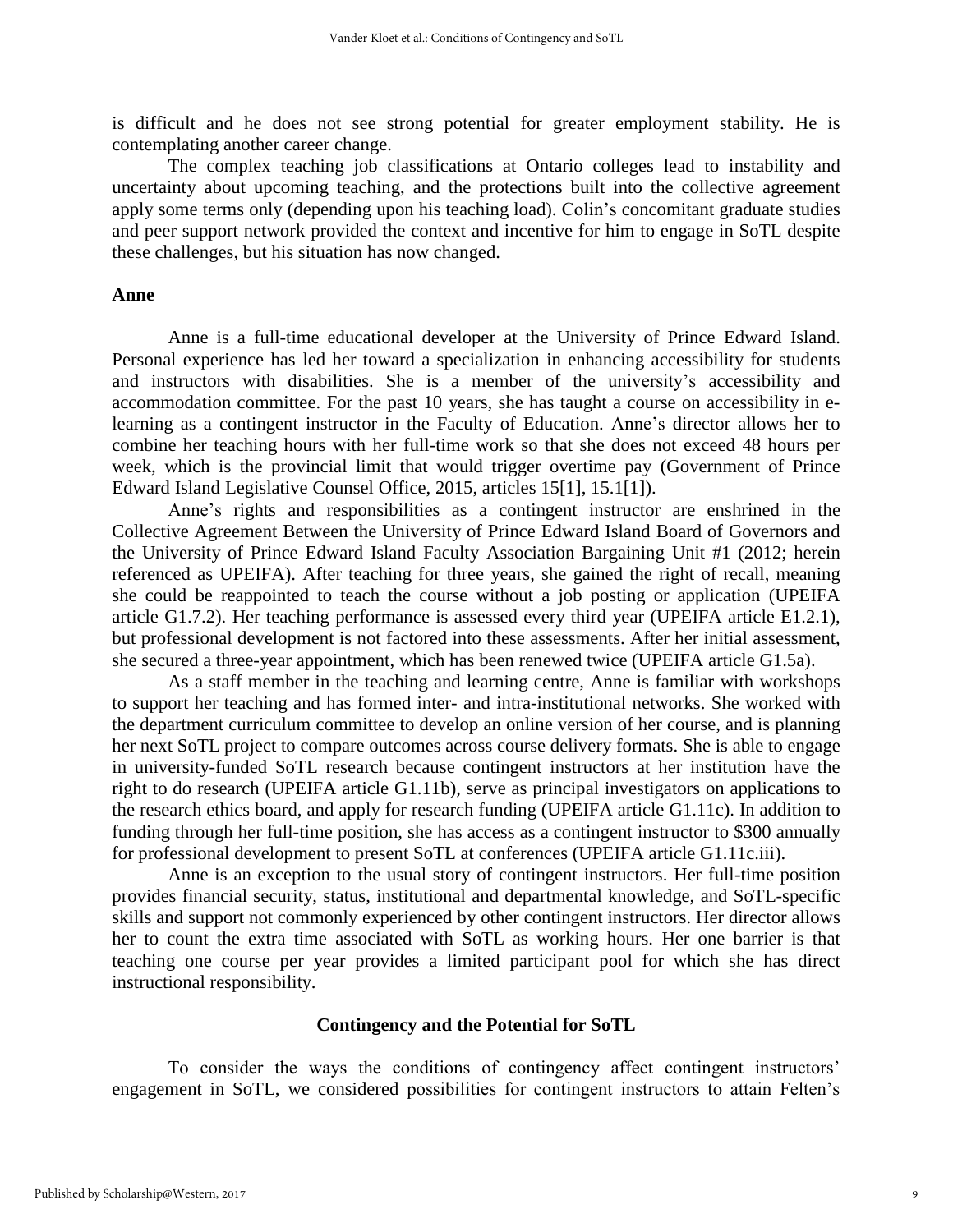is difficult and he does not see strong potential for greater employment stability. He is contemplating another career change.

The complex teaching job classifications at Ontario colleges lead to instability and uncertainty about upcoming teaching, and the protections built into the collective agreement apply some terms only (depending upon his teaching load). Colin's concomitant graduate studies and peer support network provided the context and incentive for him to engage in SoTL despite these challenges, but his situation has now changed.

### Anne

Anne is a full-time educational developer at the University of Prince Edward Island. Personal experience has led her toward a specialization in enhancing accessibility for students and instructors with disabilities. She is a member of the university's accessibility and accommodation committee. For the past 10 years, she has taught a course on accessibility in e-learning as a contingent instructor in the Faculty of Education. Anne's director allows her to combine her teaching hours with her full-time work so that she does not exceed 48 hours per week, which is the provincial limit that would trigger overtime pay (Government of Prince Edward Island Legislative Counsel Office, 2015, articles 15[1], 15.1[1]).

Anne's rights and responsibilities as a contingent instructor are enshrined in the Collective Agreement Between the University of Prince Edward Island Board of Governors and the University of Prince Edward Island Faculty Association Bargaining Unit #1 (2012; herein referenced as UPEIFA). After teaching for three years, she gained the right of recall, meaning she could be reappointed to teach the course without a job posting or application (UPEIFA article G1.7.2). Her teaching performance is assessed every third year (UPEIFA article E1.2.1), but professional development is not factored into these assessments. After her initial assessment, she secured a three-year appointment, which has been renewed twice (UPEIFA article G1.5a).

As a staff member in the teaching and learning centre, Anne is familiar with workshops to support her teaching and has formed inter- and intra-institutional networks. She worked with the department curriculum committee to develop an online version of her course, and is planning her next SoTL project to compare outcomes across course delivery formats. She is able to engage in university-funded SoTL research because contingent instructors at her institution have the right to do research (UPEIFA article G1.11b), serve as principal investigators on applications to the research ethics board, and apply for research funding (UPEIFA article G1.11c). In addition to funding through her full-time position, she has access as a contingent instructor to $300 annually for professional development to present SoTL at conferences (UPEIFA article G1.11c.iii).

Anne is an exception to the usual story of contingent instructors. Her full-time position provides financial security, status, institutional and departmental knowledge, and SoTL-specific skills and support not commonly experienced by other contingent instructors. Her director allows her to count the extra time associated with SoTL as working hours. Her one barrier is that teaching one course per year provides a limited participant pool for which she has direct instructional responsibility.

## Contingency and the Potential for SoTL

To consider the ways the conditions of contingency affect contingent instructors' engagement in SoTL, we considered possibilities for contingent instructors to attain Felten's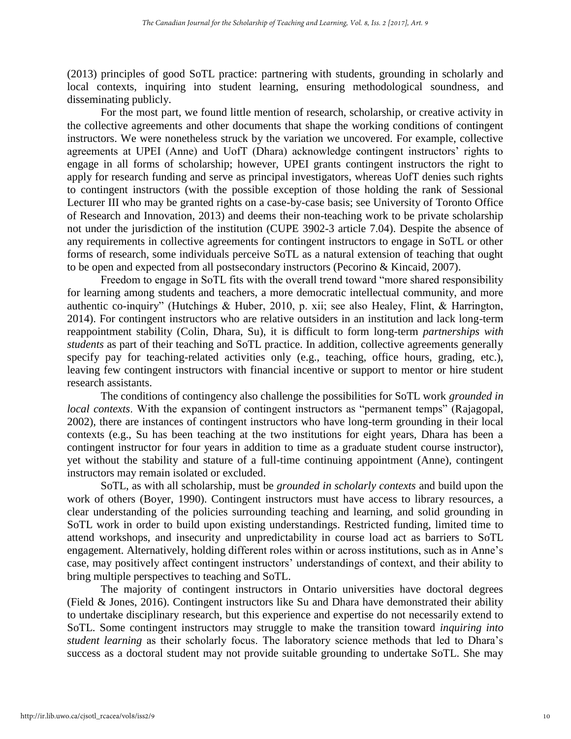(2013) principles of good SoTL practice: partnering with students, grounding in scholarly and local contexts, inquiring into student learning, ensuring methodological soundness, and disseminating publicly.

For the most part, we found little mention of research, scholarship, or creative activity in the collective agreements and other documents that shape the working conditions of contingent instructors. We were nonetheless struck by the variation we uncovered. For example, collective agreements at UPEI (Anne) and UofT (Dhara) acknowledge contingent instructors' rights to engage in all forms of scholarship; however, UPEI grants contingent instructors the right to apply for research funding and serve as principal investigators, whereas UofT denies such rights to contingent instructors (with the possible exception of those holding the rank of Sessional Lecturer III who may be granted rights on a case-by-case basis; see University of Toronto Office of Research and Innovation, 2013) and deems their non-teaching work to be private scholarship not under the jurisdiction of the institution (CUPE 3902-3 article 7.04). Despite the absence of any requirements in collective agreements for contingent instructors to engage in SoTL or other forms of research, some individuals perceive SoTL as a natural extension of teaching that ought to be open and expected from all postsecondary instructors (Pecorino & Kincaid, 2007).

Freedom to engage in SoTL fits with the overall trend toward "more shared responsibility for learning among students and teachers, a more democratic intellectual community, and more authentic co-inquiry" (Hutchings & Huber, 2010, p. xii; see also Healey, Flint, & Harrington, 2014). For contingent instructors who are relative outsiders in an institution and lack long-term reappointment stability (Colin, Dhara, Su), it is difficult to form long-term *partnerships with students* as part of their teaching and SoTL practice. In addition, collective agreements generally specify pay for teaching-related activities only (e.g., teaching, office hours, grading, etc.), leaving few contingent instructors with financial incentive or support to mentor or hire student research assistants.

The conditions of contingency also challenge the possibilities for SoTL work *grounded in local contexts*. With the expansion of contingent instructors as "permanent temps" (Rajagopal, 2002), there are instances of contingent instructors who have long-term grounding in their local contexts (e.g., Su has been teaching at the two institutions for eight years, Dhara has been a contingent instructor for four years in addition to time as a graduate student course instructor), yet without the stability and stature of a full-time continuing appointment (Anne), contingent instructors may remain isolated or excluded.

SoTL, as with all scholarship, must be *grounded in scholarly contexts* and build upon the work of others (Boyer, 1990). Contingent instructors must have access to library resources, a clear understanding of the policies surrounding teaching and learning, and solid grounding in SoTL work in order to build upon existing understandings. Restricted funding, limited time to attend workshops, and insecurity and unpredictability in course load act as barriers to SoTL engagement. Alternatively, holding different roles within or across institutions, such as in Anne's case, may positively affect contingent instructors' understandings of context, and their ability to bring multiple perspectives to teaching and SoTL.

The majority of contingent instructors in Ontario universities have doctoral degrees (Field & Jones, 2016). Contingent instructors like Su and Dhara have demonstrated their ability to undertake disciplinary research, but this experience and expertise do not necessarily extend to SoTL. Some contingent instructors may struggle to make the transition toward *inquiring into student learning* as their scholarly focus. The laboratory science methods that led to Dhara's success as a doctoral student may not provide suitable grounding to undertake SoTL. She may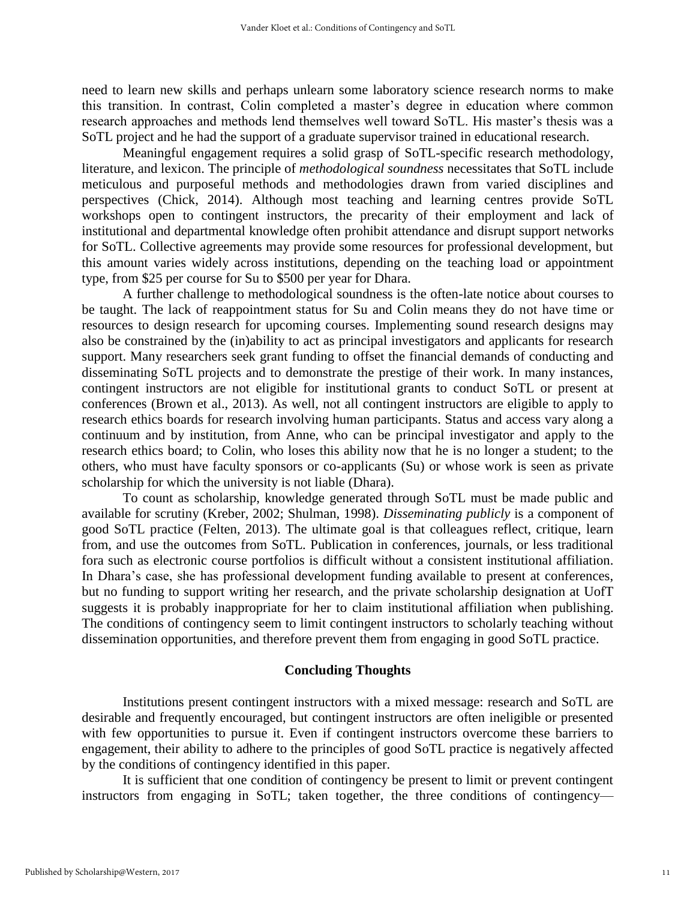need to learn new skills and perhaps unlearn some laboratory science research norms to make this transition. In contrast, Colin completed a master's degree in education where common research approaches and methods lend themselves well toward SoTL. His master's thesis was a SoTL project and he had the support of a graduate supervisor trained in educational research.

Meaningful engagement requires a solid grasp of SoTL-specific research methodology, literature, and lexicon. The principle of *methodological soundness* necessitates that SoTL include meticulous and purposeful methods and methodologies drawn from varied disciplines and perspectives (Chick, 2014). Although most teaching and learning centres provide SoTL workshops open to contingent instructors, the precarity of their employment and lack of institutional and departmental knowledge often prohibit attendance and disrupt support networks for SoTL. Collective agreements may provide some resources for professional development, but this amount varies widely across institutions, depending on the teaching load or appointment type, from $25 per course for Su to $500 per year for Dhara.

A further challenge to methodological soundness is the often-late notice about courses to be taught. The lack of reappointment status for Su and Colin means they do not have time or resources to design research for upcoming courses. Implementing sound research designs may also be constrained by the (in)ability to act as principal investigators and applicants for research support. Many researchers seek grant funding to offset the financial demands of conducting and disseminating SoTL projects and to demonstrate the prestige of their work. In many instances, contingent instructors are not eligible for institutional grants to conduct SoTL or present at conferences (Brown et al., 2013). As well, not all contingent instructors are eligible to apply to research ethics boards for research involving human participants. Status and access vary along a continuum and by institution, from Anne, who can be principal investigator and apply to the research ethics board; to Colin, who loses this ability now that he is no longer a student; to the others, who must have faculty sponsors or co-applicants (Su) or whose work is seen as private scholarship for which the university is not liable (Dhara).

To count as scholarship, knowledge generated through SoTL must be made public and available for scrutiny (Kreber, 2002; Shulman, 1998). *Disseminating publicly* is a component of good SoTL practice (Felten, 2013). The ultimate goal is that colleagues reflect, critique, learn from, and use the outcomes from SoTL. Publication in conferences, journals, or less traditional fora such as electronic course portfolios is difficult without a consistent institutional affiliation. In Dhara's case, she has professional development funding available to present at conferences, but no funding to support writing her research, and the private scholarship designation at UofT suggests it is probably inappropriate for her to claim institutional affiliation when publishing. The conditions of contingency seem to limit contingent instructors to scholarly teaching without dissemination opportunities, and therefore prevent them from engaging in good SoTL practice.

## Concluding Thoughts

Institutions present contingent instructors with a mixed message: research and SoTL are desirable and frequently encouraged, but contingent instructors are often ineligible or presented with few opportunities to pursue it. Even if contingent instructors overcome these barriers to engagement, their ability to adhere to the principles of good SoTL practice is negatively affected by the conditions of contingency identified in this paper.

It is sufficient that one condition of contingency be present to limit or prevent contingent instructors from engaging in SoTL; taken together, the three conditions of contingency—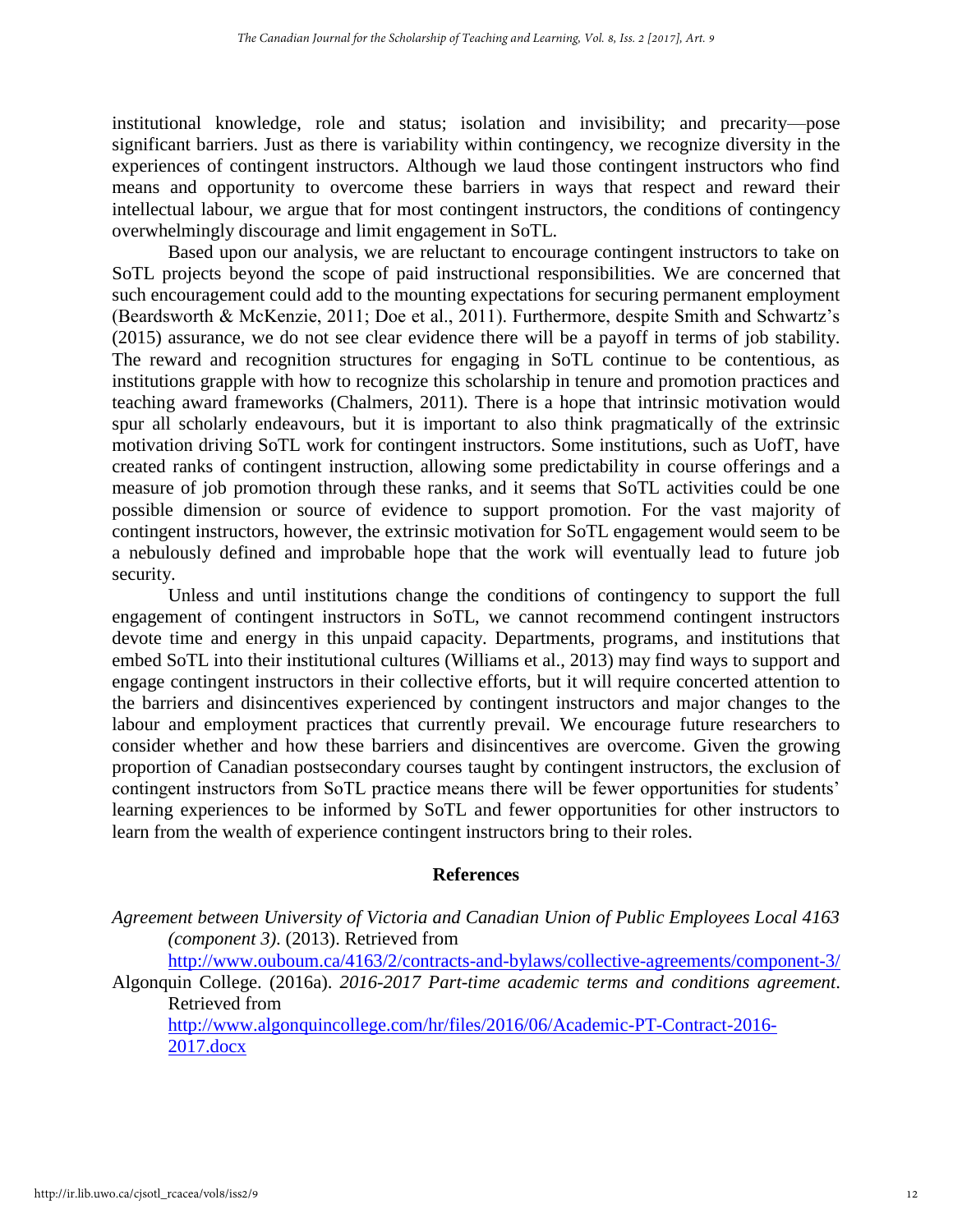institutional knowledge, role and status; isolation and invisibility; and precarity—pose significant barriers. Just as there is variability within contingency, we recognize diversity in the experiences of contingent instructors. Although we laud those contingent instructors who find means and opportunity to overcome these barriers in ways that respect and reward their intellectual labour, we argue that for most contingent instructors, the conditions of contingency overwhelmingly discourage and limit engagement in SoTL.

Based upon our analysis, we are reluctant to encourage contingent instructors to take on SoTL projects beyond the scope of paid instructional responsibilities. We are concerned that such encouragement could add to the mounting expectations for securing permanent employment (Beardsworth & McKenzie, 2011; Doe et al., 2011). Furthermore, despite Smith and Schwartz's (2015) assurance, we do not see clear evidence there will be a payoff in terms of job stability. The reward and recognition structures for engaging in SoTL continue to be contentious, as institutions grapple with how to recognize this scholarship in tenure and promotion practices and teaching award frameworks (Chalmers, 2011). There is a hope that intrinsic motivation would spur all scholarly endeavours, but it is important to also think pragmatically of the extrinsic motivation driving SoTL work for contingent instructors. Some institutions, such as UofT, have created ranks of contingent instruction, allowing some predictability in course offerings and a measure of job promotion through these ranks, and it seems that SoTL activities could be one possible dimension or source of evidence to support promotion. For the vast majority of contingent instructors, however, the extrinsic motivation for SoTL engagement would seem to be a nebulously defined and improbable hope that the work will eventually lead to future job security.

Unless and until institutions change the conditions of contingency to support the full engagement of contingent instructors in SoTL, we cannot recommend contingent instructors devote time and energy in this unpaid capacity. Departments, programs, and institutions that embed SoTL into their institutional cultures (Williams et al., 2013) may find ways to support and engage contingent instructors in their collective efforts, but it will require concerted attention to the barriers and disincentives experienced by contingent instructors and major changes to the labour and employment practices that currently prevail. We encourage future researchers to consider whether and how these barriers and disincentives are overcome. Given the growing proportion of Canadian postsecondary courses taught by contingent instructors, the exclusion of contingent instructors from SoTL practice means there will be fewer opportunities for students' learning experiences to be informed by SoTL and fewer opportunities for other instructors to learn from the wealth of experience contingent instructors bring to their roles.

## References

*Agreement between University of Victoria and Canadian Union of Public Employees Local 4163 (component 3)*. (2013). Retrieved from http://www.ouboum.ca/4163/2/contracts-and-bylaws/collective-agreements/component-3/

Algonquin College. (2016a). *2016-2017 Part-time academic terms and conditions agreement*. Retrieved from http://www.algonquincollege.com/hr/files/2016/06/Academic-PT-Contract-2016-2017.docx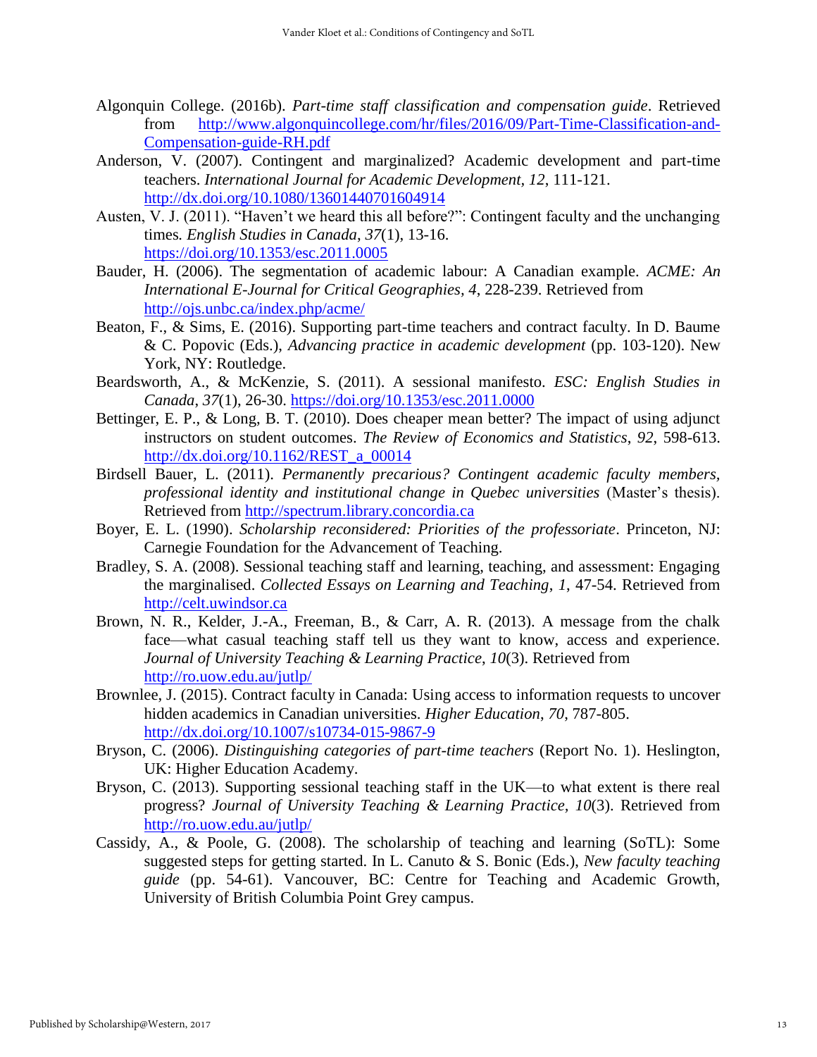Algonquin College. (2016b). *Part-time staff classification and compensation guide*. Retrieved from http://www.algonquincollege.com/hr/files/2016/09/Part-Time-Classification-and-Compensation-guide-RH.pdf

Anderson, V. (2007). Contingent and marginalized? Academic development and part-time teachers. *International Journal for Academic Development, 12*, 111-121. http://dx.doi.org/10.1080/13601440701604914

Austen, V. J. (2011). "Haven't we heard this all before?": Contingent faculty and the unchanging times. *English Studies in Canada*, *37*(1), 13-16. https://doi.org/10.1353/esc.2011.0005

Bauder, H. (2006). The segmentation of academic labour: A Canadian example. *ACME: An International E-Journal for Critical Geographies*, *4*, 228-239. Retrieved from http://ojs.unbc.ca/index.php/acme/

Beaton, F., & Sims, E. (2016). Supporting part-time teachers and contract faculty. In D. Baume & C. Popovic (Eds.), *Advancing practice in academic development* (pp. 103-120). New York, NY: Routledge.

Beardsworth, A., & McKenzie, S. (2011). A sessional manifesto. *ESC: English Studies in Canada*, *37*(1), 26-30. https://doi.org/10.1353/esc.2011.0000

Bettinger, E. P., & Long, B. T. (2010). Does cheaper mean better? The impact of using adjunct instructors on student outcomes. *The Review of Economics and Statistics*, *92*, 598-613. http://dx.doi.org/10.1162/REST_a_00014

Birdsell Bauer, L. (2011). *Permanently precarious? Contingent academic faculty members, professional identity and institutional change in Quebec universities* (Master's thesis). Retrieved from http://spectrum.library.concordia.ca

Boyer, E. L. (1990). *Scholarship reconsidered: Priorities of the professoriate*. Princeton, NJ: Carnegie Foundation for the Advancement of Teaching.

Bradley, S. A. (2008). Sessional teaching staff and learning, teaching, and assessment: Engaging the marginalised. *Collected Essays on Learning and Teaching*, *1*, 47-54. Retrieved from http://celt.uwindsor.ca

Brown, N. R., Kelder, J.-A., Freeman, B., & Carr, A. R. (2013). A message from the chalk face—what casual teaching staff tell us they want to know, access and experience. *Journal of University Teaching & Learning Practice*, *10*(3). Retrieved from http://ro.uow.edu.au/jutlp/

Brownlee, J. (2015). Contract faculty in Canada: Using access to information requests to uncover hidden academics in Canadian universities. *Higher Education*, *70*, 787-805. http://dx.doi.org/10.1007/s10734-015-9867-9

Bryson, C. (2006). *Distinguishing categories of part-time teachers* (Report No. 1). Heslington, UK: Higher Education Academy.

Bryson, C. (2013). Supporting sessional teaching staff in the UK—to what extent is there real progress? *Journal of University Teaching & Learning Practice, 10*(3). Retrieved from http://ro.uow.edu.au/jutlp/

Cassidy, A., & Poole, G. (2008). The scholarship of teaching and learning (SoTL): Some suggested steps for getting started. In L. Canuto & S. Bonic (Eds.), *New faculty teaching guide* (pp. 54-61). Vancouver, BC: Centre for Teaching and Academic Growth, University of British Columbia Point Grey campus.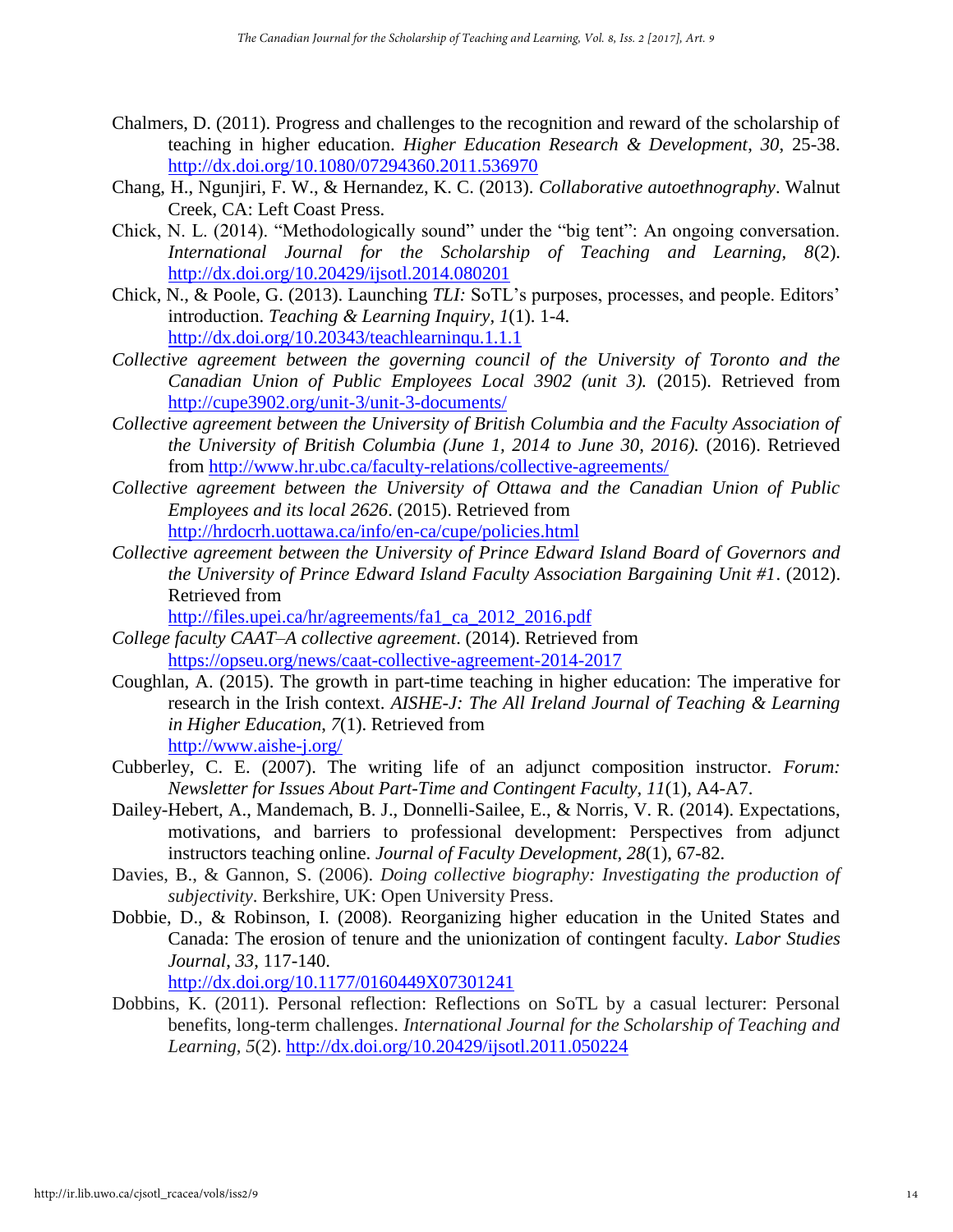Chalmers, D. (2011). Progress and challenges to the recognition and reward of the scholarship of teaching in higher education. *Higher Education Research & Development*, *30*, 25-38. http://dx.doi.org/10.1080/07294360.2011.536970

Chang, H., Ngunjiri, F. W., & Hernandez, K. C. (2013). *Collaborative autoethnography*. Walnut Creek, CA: Left Coast Press.

Chick, N. L. (2014). "Methodologically sound" under the "big tent": An ongoing conversation. *International Journal for the Scholarship of Teaching and Learning, 8*(2). http://dx.doi.org/10.20429/ijsotl.2014.080201

Chick, N., & Poole, G. (2013). Launching *TLI:* SoTL's purposes, processes, and people. Editors' introduction. *Teaching & Learning Inquiry, 1*(1). 1-4. http://dx.doi.org/10.20343/teachlearninqu.1.1.1

*Collective agreement between the governing council of the University of Toronto and the Canadian Union of Public Employees Local 3902 (unit 3).* (2015). Retrieved from http://cupe3902.org/unit-3/unit-3-documents/

*Collective agreement between the University of British Columbia and the Faculty Association of the University of British Columbia (June 1, 2014 to June 30, 2016).* (2016). Retrieved from http://www.hr.ubc.ca/faculty-relations/collective-agreements/

*Collective agreement between the University of Ottawa and the Canadian Union of Public Employees and its local 2626*. (2015). Retrieved from http://hrdocrh.uottawa.ca/info/en-ca/cupe/policies.html

*Collective agreement between the University of Prince Edward Island Board of Governors and the University of Prince Edward Island Faculty Association Bargaining Unit #1*. (2012). Retrieved from http://files.upei.ca/hr/agreements/fa1_ca_2012_2016.pdf

*College faculty CAAT–A collective agreement*. (2014). Retrieved from https://opseu.org/news/caat-collective-agreement-2014-2017

Coughlan, A. (2015). The growth in part-time teaching in higher education: The imperative for research in the Irish context. *AISHE-J: The All Ireland Journal of Teaching & Learning in Higher Education, 7*(1). Retrieved from http://www.aishe-j.org/

Cubberley, C. E. (2007). The writing life of an adjunct composition instructor. *Forum: Newsletter for Issues About Part-Time and Contingent Faculty, 11*(1), A4-A7.

Dailey-Hebert, A., Mandemach, B. J., Donnelli-Sailee, E., & Norris, V. R. (2014). Expectations, motivations, and barriers to professional development: Perspectives from adjunct instructors teaching online. *Journal of Faculty Development, 28*(1), 67-82.

Davies, B., & Gannon, S. (2006). *Doing collective biography: Investigating the production of subjectivity*. Berkshire, UK: Open University Press.

Dobbie, D., & Robinson, I. (2008). Reorganizing higher education in the United States and Canada: The erosion of tenure and the unionization of contingent faculty. *Labor Studies Journal*, *33*, 117-140. http://dx.doi.org/10.1177/0160449X07301241

Dobbins, K. (2011). Personal reflection: Reflections on SoTL by a casual lecturer: Personal benefits, long-term challenges. *International Journal for the Scholarship of Teaching and Learning, 5*(2). http://dx.doi.org/10.20429/ijsotl.2011.050224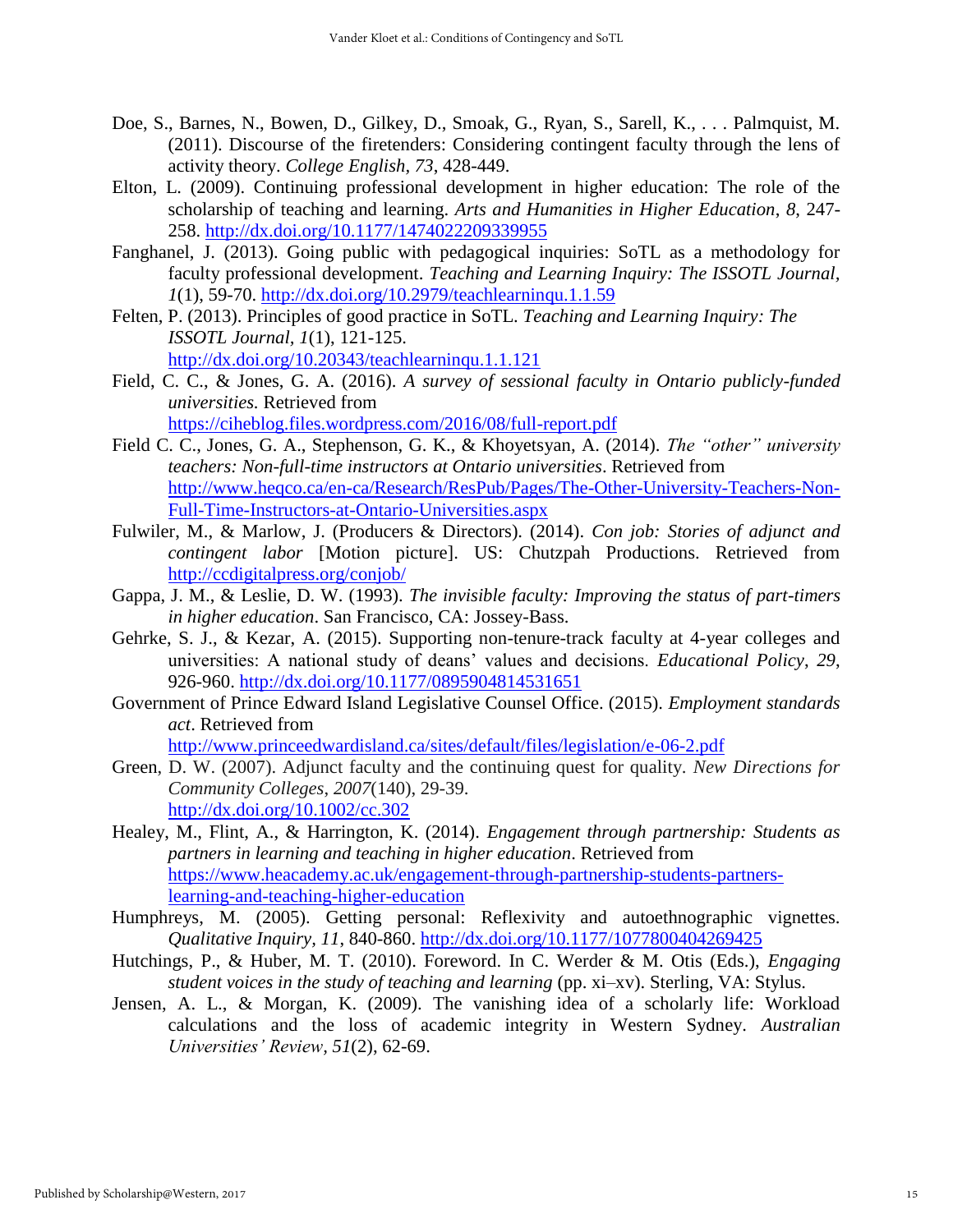Doe, S., Barnes, N., Bowen, D., Gilkey, D., Smoak, G., Ryan, S., Sarell, K., . . . Palmquist, M. (2011). Discourse of the firetenders: Considering contingent faculty through the lens of activity theory. *College English*, *73*, 428-449.

Elton, L. (2009). Continuing professional development in higher education: The role of the scholarship of teaching and learning. *Arts and Humanities in Higher Education*, *8*, 247-258. http://dx.doi.org/10.1177/1474022209339955

Fanghanel, J. (2013). Going public with pedagogical inquiries: SoTL as a methodology for faculty professional development. *Teaching and Learning Inquiry: The ISSOTL Journal*, *1*(1), 59-70. http://dx.doi.org/10.2979/teachlearninqu.1.1.59

Felten, P. (2013). Principles of good practice in SoTL. *Teaching and Learning Inquiry: The ISSOTL Journal*, *1*(1), 121-125. http://dx.doi.org/10.20343/teachlearninqu.1.1.121

Field, C. C., & Jones, G. A. (2016). *A survey of sessional faculty in Ontario publicly-funded universities.* Retrieved from https://ciheblog.files.wordpress.com/2016/08/full-report.pdf

Field C. C., Jones, G. A., Stephenson, G. K., & Khoyetsyan, A. (2014). *The "other" university teachers: Non-full-time instructors at Ontario universities*. Retrieved from http://www.heqco.ca/en-ca/Research/ResPub/Pages/The-Other-University-Teachers-Non-Full-Time-Instructors-at-Ontario-Universities.aspx

Fulwiler, M., & Marlow, J. (Producers & Directors). (2014). *Con job: Stories of adjunct and contingent labor* [Motion picture]. US: Chutzpah Productions. Retrieved from http://ccdigitalpress.org/conjob/

Gappa, J. M., & Leslie, D. W. (1993). *The invisible faculty: Improving the status of part-timers in higher education*. San Francisco, CA: Jossey-Bass.

Gehrke, S. J., & Kezar, A. (2015). Supporting non-tenure-track faculty at 4-year colleges and universities: A national study of deans' values and decisions. *Educational Policy*, *29*, 926-960. http://dx.doi.org/10.1177/0895904814531651

Government of Prince Edward Island Legislative Counsel Office. (2015). *Employment standards act*. Retrieved from http://www.princeedwardisland.ca/sites/default/files/legislation/e-06-2.pdf

Green, D. W. (2007). Adjunct faculty and the continuing quest for quality. *New Directions for Community Colleges*, *2007*(140), 29-39. http://dx.doi.org/10.1002/cc.302

Healey, M., Flint, A., & Harrington, K. (2014). *Engagement through partnership: Students as partners in learning and teaching in higher education*. Retrieved from https://www.heacademy.ac.uk/engagement-through-partnership-students-partners-learning-and-teaching-higher-education

Humphreys, M. (2005). Getting personal: Reflexivity and autoethnographic vignettes. *Qualitative Inquiry, 11*, 840-860. http://dx.doi.org/10.1177/1077800404269425

Hutchings, P., & Huber, M. T. (2010). Foreword. In C. Werder & M. Otis (Eds.), *Engaging student voices in the study of teaching and learning* (pp. xi–xv). Sterling, VA: Stylus.

Jensen, A. L., & Morgan, K. (2009). The vanishing idea of a scholarly life: Workload calculations and the loss of academic integrity in Western Sydney. *Australian Universities' Review, 51*(2), 62-69.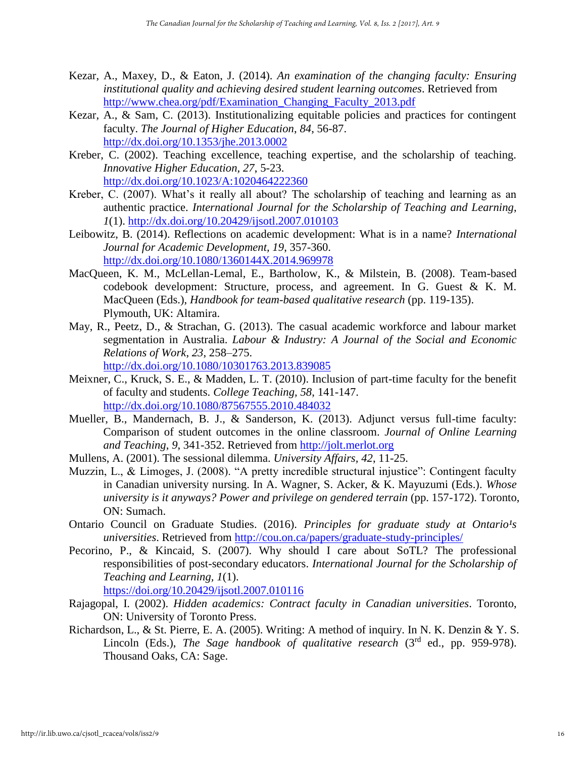Kezar, A., Maxey, D., & Eaton, J. (2014). *An examination of the changing faculty: Ensuring institutional quality and achieving desired student learning outcomes*. Retrieved from http://www.chea.org/pdf/Examination_Changing_Faculty_2013.pdf

Kezar, A., & Sam, C. (2013). Institutionalizing equitable policies and practices for contingent faculty. *The Journal of Higher Education*, *84*, 56-87. http://dx.doi.org/10.1353/jhe.2013.0002

Kreber, C. (2002). Teaching excellence, teaching expertise, and the scholarship of teaching. *Innovative Higher Education*, *27*, 5-23. http://dx.doi.org/10.1023/A:1020464222360

Kreber, C. (2007). What's it really all about? The scholarship of teaching and learning as an authentic practice. *International Journal for the Scholarship of Teaching and Learning*, *1*(1). http://dx.doi.org/10.20429/ijsotl.2007.010103

Leibowitz, B. (2014). Reflections on academic development: What is in a name? *International Journal for Academic Development*, *19*, 357-360. http://dx.doi.org/10.1080/1360144X.2014.969978

MacQueen, K. M., McLellan-Lemal, E., Bartholow, K., & Milstein, B. (2008). Team-based codebook development: Structure, process, and agreement. In G. Guest & K. M. MacQueen (Eds.), *Handbook for team-based qualitative research* (pp. 119-135). Plymouth, UK: Altamira.

May, R., Peetz, D., & Strachan, G. (2013). The casual academic workforce and labour market segmentation in Australia. *Labour & Industry: A Journal of the Social and Economic Relations of Work*, *23*, 258–275. http://dx.doi.org/10.1080/10301763.2013.839085

Meixner, C., Kruck, S. E., & Madden, L. T. (2010). Inclusion of part-time faculty for the benefit of faculty and students. *College Teaching*, *58*, 141-147. http://dx.doi.org/10.1080/87567555.2010.484032

Mueller, B., Mandernach, B. J., & Sanderson, K. (2013). Adjunct versus full-time faculty: Comparison of student outcomes in the online classroom. *Journal of Online Learning and Teaching*, *9*, 341-352. Retrieved from http://jolt.merlot.org

Mullens, A. (2001). The sessional dilemma. *University Affairs*, *42*, 11-25.

Muzzin, L., & Limoges, J. (2008). "A pretty incredible structural injustice": Contingent faculty in Canadian university nursing. In A. Wagner, S. Acker, & K. Mayuzumi (Eds.). *Whose university is it anyways? Power and privilege on gendered terrain* (pp. 157-172). Toronto, ON: Sumach.

Ontario Council on Graduate Studies. (2016). *Principles for graduate study at Ontario¹s universities*. Retrieved from http://cou.on.ca/papers/graduate-study-principles/

Pecorino, P., & Kincaid, S. (2007). Why should I care about SoTL? The professional responsibilities of post-secondary educators. *International Journal for the Scholarship of Teaching and Learning*, *1*(1). https://doi.org/10.20429/ijsotl.2007.010116

Rajagopal, I. (2002). *Hidden academics: Contract faculty in Canadian universities*. Toronto, ON: University of Toronto Press.

Richardson, L., & St. Pierre, E. A. (2005). Writing: A method of inquiry. In N. K. Denzin & Y. S. Lincoln (Eds.), *The Sage handbook of qualitative research* (3rd ed., pp. 959-978). Thousand Oaks, CA: Sage.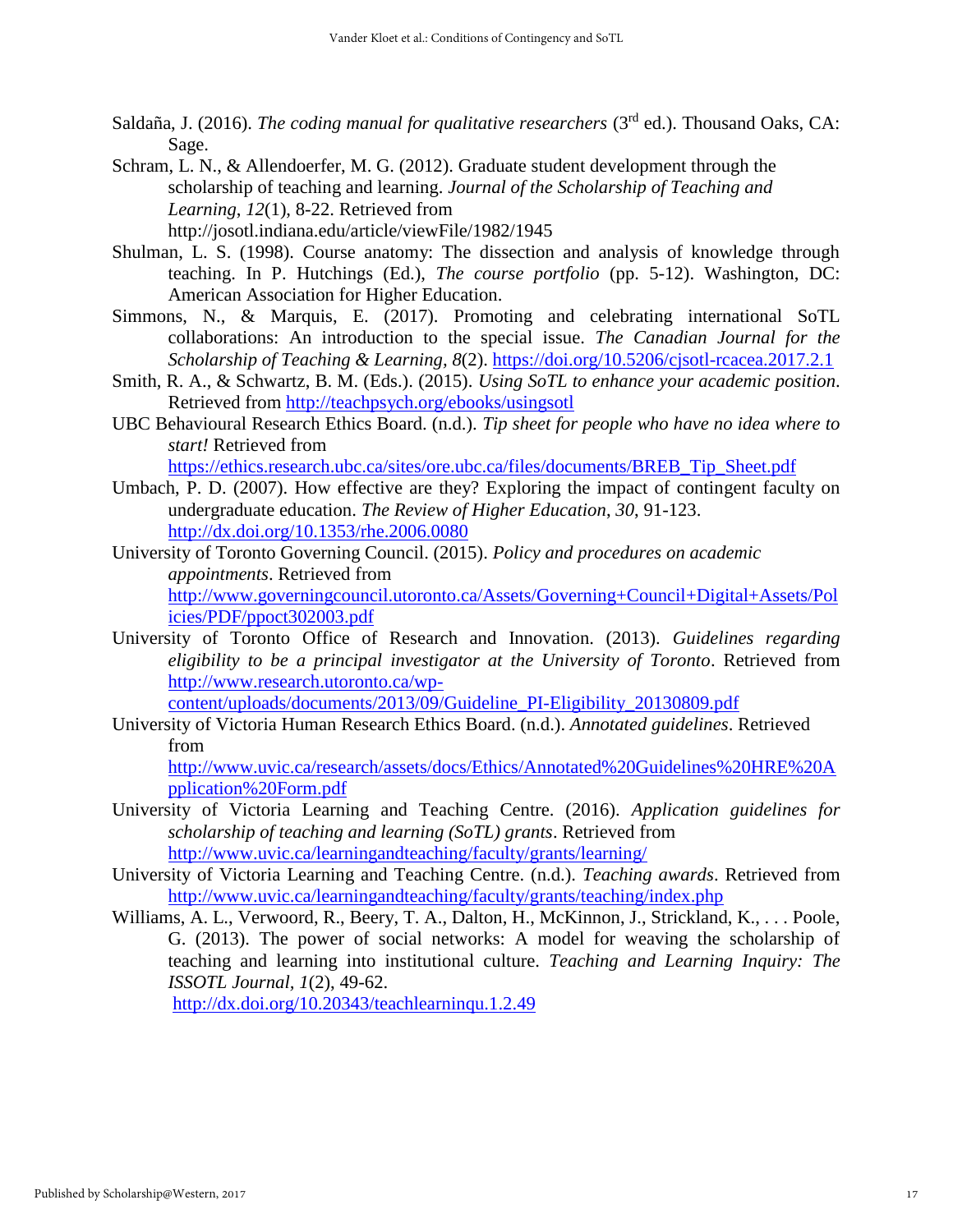Saldaña, J. (2016). *The coding manual for qualitative researchers* (3rd ed.). Thousand Oaks, CA: Sage.

Schram, L. N., & Allendoerfer, M. G. (2012). Graduate student development through the scholarship of teaching and learning. *Journal of the Scholarship of Teaching and Learning*, *12*(1), 8-22. Retrieved from http://josotl.indiana.edu/article/viewFile/1982/1945

Shulman, L. S. (1998). Course anatomy: The dissection and analysis of knowledge through teaching. In P. Hutchings (Ed.), *The course portfolio* (pp. 5-12). Washington, DC: American Association for Higher Education.

Simmons, N., & Marquis, E. (2017). Promoting and celebrating international SoTL collaborations: An introduction to the special issue. *The Canadian Journal for the Scholarship of Teaching & Learning, 8*(2). https://doi.org/10.5206/cjsotl-rcacea.2017.2.1

Smith, R. A., & Schwartz, B. M. (Eds.). (2015). *Using SoTL to enhance your academic position*. Retrieved from http://teachpsych.org/ebooks/usingsotl

UBC Behavioural Research Ethics Board. (n.d.). *Tip sheet for people who have no idea where to start!* Retrieved from https://ethics.research.ubc.ca/sites/ore.ubc.ca/files/documents/BREB_Tip_Sheet.pdf

Umbach, P. D. (2007). How effective are they? Exploring the impact of contingent faculty on undergraduate education. *The Review of Higher Education*, *30*, 91-123. http://dx.doi.org/10.1353/rhe.2006.0080

University of Toronto Governing Council. (2015). *Policy and procedures on academic appointments*. Retrieved from http://www.governingcouncil.utoronto.ca/Assets/Governing+Council+Digital+Assets/Policies/PDF/ppoct302003.pdf

University of Toronto Office of Research and Innovation. (2013). *Guidelines regarding eligibility to be a principal investigator at the University of Toronto*. Retrieved from http://www.research.utoronto.ca/wp-content/uploads/documents/2013/09/Guideline_PI-Eligibility_20130809.pdf

University of Victoria Human Research Ethics Board. (n.d.). *Annotated guidelines*. Retrieved from http://www.uvic.ca/research/assets/docs/Ethics/Annotated%20Guidelines%20HRE%20Application%20Form.pdf

University of Victoria Learning and Teaching Centre. (2016). *Application guidelines for scholarship of teaching and learning (SoTL) grants*. Retrieved from http://www.uvic.ca/learningandteaching/faculty/grants/learning/

University of Victoria Learning and Teaching Centre. (n.d.). *Teaching awards*. Retrieved from http://www.uvic.ca/learningandteaching/faculty/grants/teaching/index.php

Williams, A. L., Verwoord, R., Beery, T. A., Dalton, H., McKinnon, J., Strickland, K., . . . Poole, G. (2013). The power of social networks: A model for weaving the scholarship of teaching and learning into institutional culture. *Teaching and Learning Inquiry: The ISSOTL Journal, 1*(2), 49-62. http://dx.doi.org/10.20343/teachlearninqu.1.2.49